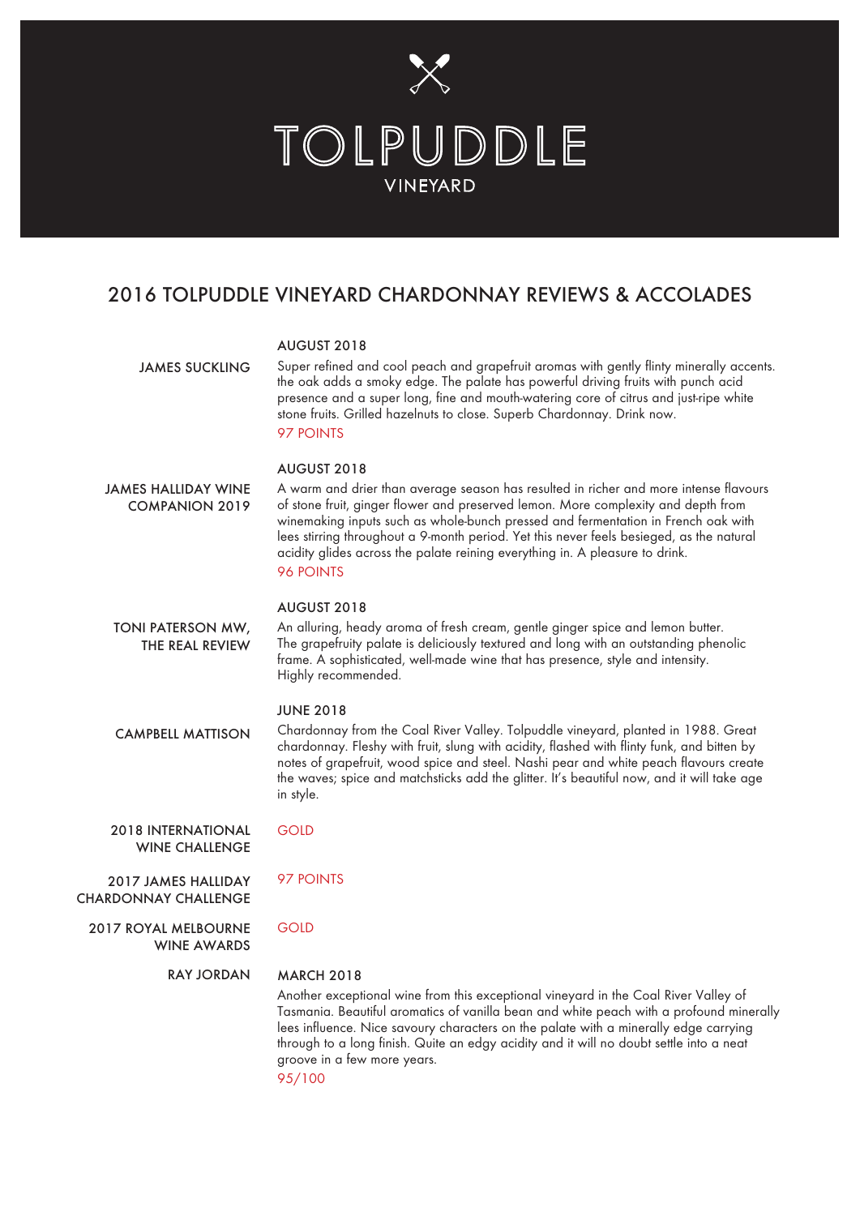# TOLPUDDLE

VINEYARD

## 2016 TOLPUDDLE VINEYARD CHARDONNAY REVIEWS & ACCOLADES

**JAMES SUCKLING**

**AUGUST 2018**

Super refined and cool peach and grapefruit aromas with gently flinty minerally accents. the oak adds a smoky edge. The palate has powerful driving fruits with punch acid presence and a super long, fine and mouth-watering core of citrus and just-ripe white stone fruits. Grilled hazelnuts to close. Superb Chardonnay. Drink now.

97 POINTS

**JAMES HALLIDAY WINE COMPANION 2019**

**AUGUST 2018**

A warm and drier than average season has resulted in richer and more intense flavours of stone fruit, ginger flower and preserved lemon. More complexity and depth from winemaking inputs such as whole-bunch pressed and fermentation in French oak with lees stirring throughout a 9-month period. Yet this never feels besieged, as the natural acidity glides across the palate reining everything in. A pleasure to drink.

96 POINTS

**TONI PATERSON MW, THE REAL REVIEW**

**AUGUST 2018**

An alluring, heady aroma of fresh cream, gentle ginger spice and lemon butter. The grapefruity palate is deliciously textured and long with an outstanding phenolic frame. A sophisticated, well-made wine that has presence, style and intensity. Highly recommended.

**CAMPBELL MATTISON**

**JUNE 2018**

Chardonnay from the Coal River Valley. Tolpuddle vineyard, planted in 1988. Great chardonnay. Fleshy with fruit, slung with acidity, flashed with flinty funk, and bitten by notes of grapefruit, wood spice and steel. Nashi pear and white peach flavours create the waves; spice and matchsticks add the glitter. It's beautiful now, and it will take age in style.

**2018 INTERNATIONAL WINE CHALLENGE**

GOLD

**2017 JAMES HALLIDAY CHARDONNAY CHALLENGE**

97 POINTS

**2017 ROYAL MELBOURNE WINE AWARDS**

GOLD

**RAY JORDAN**

**MARCH 2018**

Another exceptional wine from this exceptional vineyard in the Coal River Valley of Tasmania. Beautiful aromatics of vanilla bean and white peach with a profound minerally lees influence. Nice savoury characters on the palate with a minerally edge carrying through to a long finish. Quite an edgy acidity and it will no doubt settle into a neat groove in a few more years.

95/100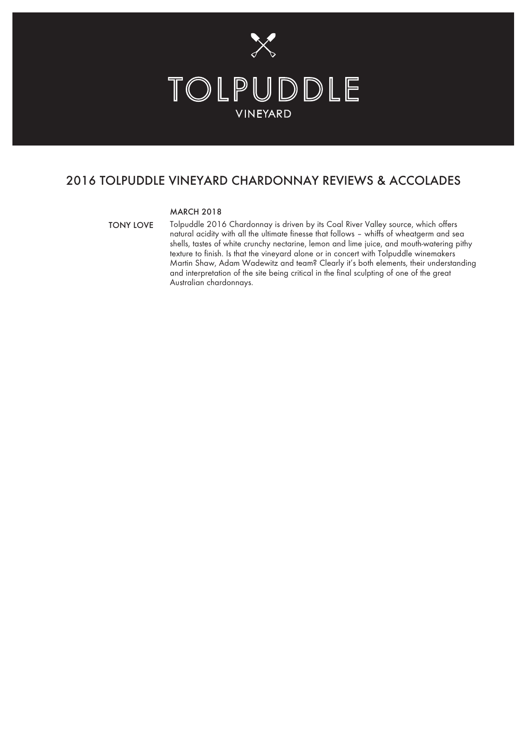# TOLPUDDLE

VINEYARD

## 2016 TOLPUDDLE VINEYARD CHARDONNAY REVIEWS & ACCOLADES

**MARCH 2018**

**TONY LOVE**

Tolpuddle 2016 Chardonnay is driven by its Coal River Valley source, which offers natural acidity with all the ultimate finesse that follows – whiffs of wheatgerm and sea shells, tastes of white crunchy nectarine, lemon and lime juice, and mouth-watering pithy texture to finish. Is that the vineyard alone or in concert with Tolpuddle winemakers Martin Shaw, Adam Wadewitz and team? Clearly it's both elements, their understanding and interpretation of the site being critical in the final sculpting of one of the great Australian chardonnays.